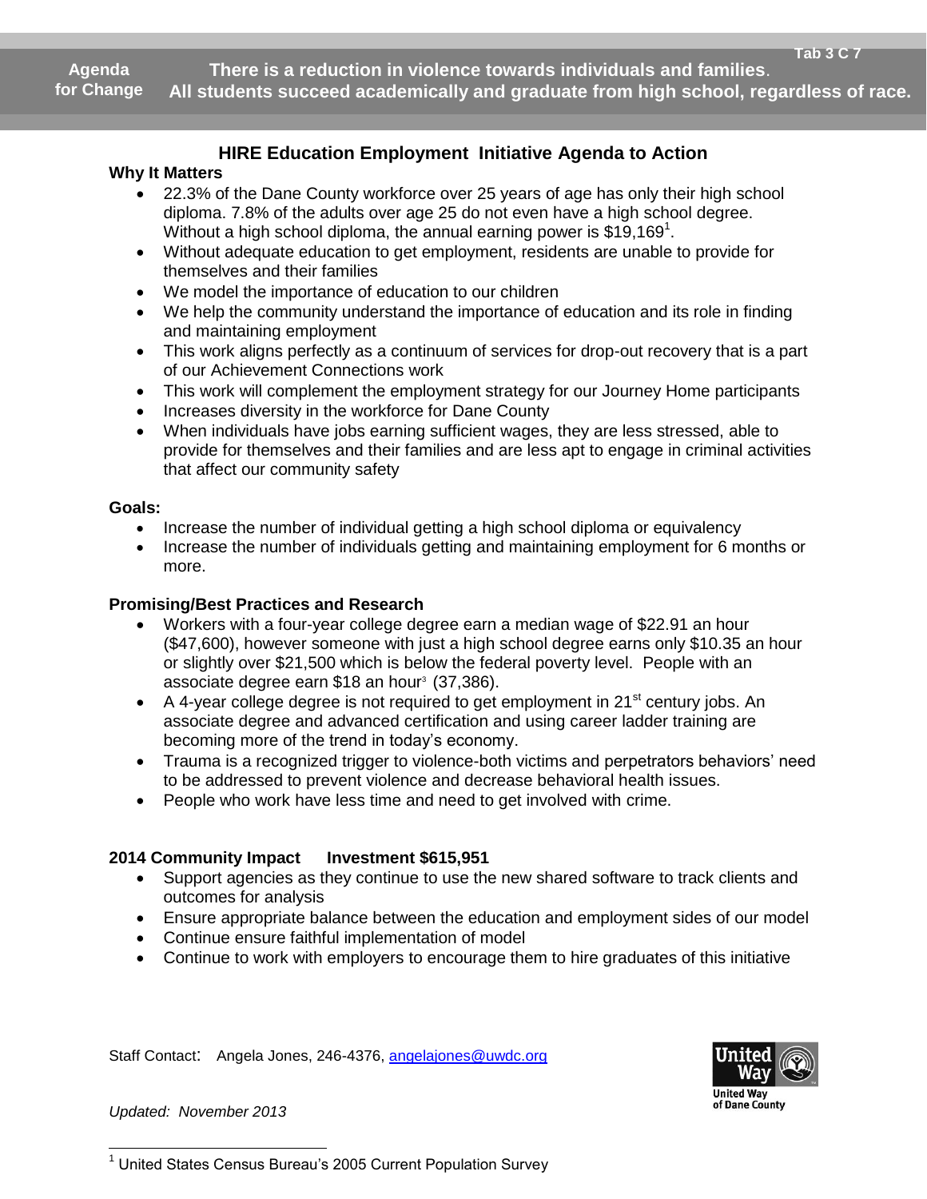Tab 3 C 7

**Agenda for Change**

**There is a reduction in violence towards individuals and families.**
**All students succeed academically and graduate from high school, regardless of race.**

## HIRE Education Employment Initiative Agenda to Action

**Why It Matters**

- 22.3% of the Dane County workforce over 25 years of age has only their high school diploma. 7.8% of the adults over age 25 do not even have a high school degree. Without a high school diploma, the annual earning power is $19,169[1].
- Without adequate education to get employment, residents are unable to provide for themselves and their families
- We model the importance of education to our children
- We help the community understand the importance of education and its role in finding and maintaining employment
- This work aligns perfectly as a continuum of services for drop-out recovery that is a part of our Achievement Connections work
- This work will complement the employment strategy for our Journey Home participants
- Increases diversity in the workforce for Dane County
- When individuals have jobs earning sufficient wages, they are less stressed, able to provide for themselves and their families and are less apt to engage in criminal activities that affect our community safety

**Goals:**

- Increase the number of individual getting a high school diploma or equivalency
- Increase the number of individuals getting and maintaining employment for 6 months or more.

**Promising/Best Practices and Research**

- Workers with a four-year college degree earn a median wage of $22.91 an hour ($47,600), however someone with just a high school degree earns only $10.35 an hour or slightly over $21,500 which is below the federal poverty level. People with an associate degree earn $18 an hour[3] (37,386).
- A 4-year college degree is not required to get employment in 21st century jobs. An associate degree and advanced certification and using career ladder training are becoming more of the trend in today's economy.
- Trauma is a recognized trigger to violence-both victims and perpetrators behaviors' need to be addressed to prevent violence and decrease behavioral health issues.
- People who work have less time and need to get involved with crime.

**2014 Community Impact Investment $615,951**

- Support agencies as they continue to use the new shared software to track clients and outcomes for analysis
- Ensure appropriate balance between the education and employment sides of our model
- Continue ensure faithful implementation of model
- Continue to work with employers to encourage them to hire graduates of this initiative

Staff Contact: Angela Jones, 246-4376, angelajones@uwdc.org

United Way of Dane County

*Updated: November 2013*

---

[1] United States Census Bureau's 2005 Current Population Survey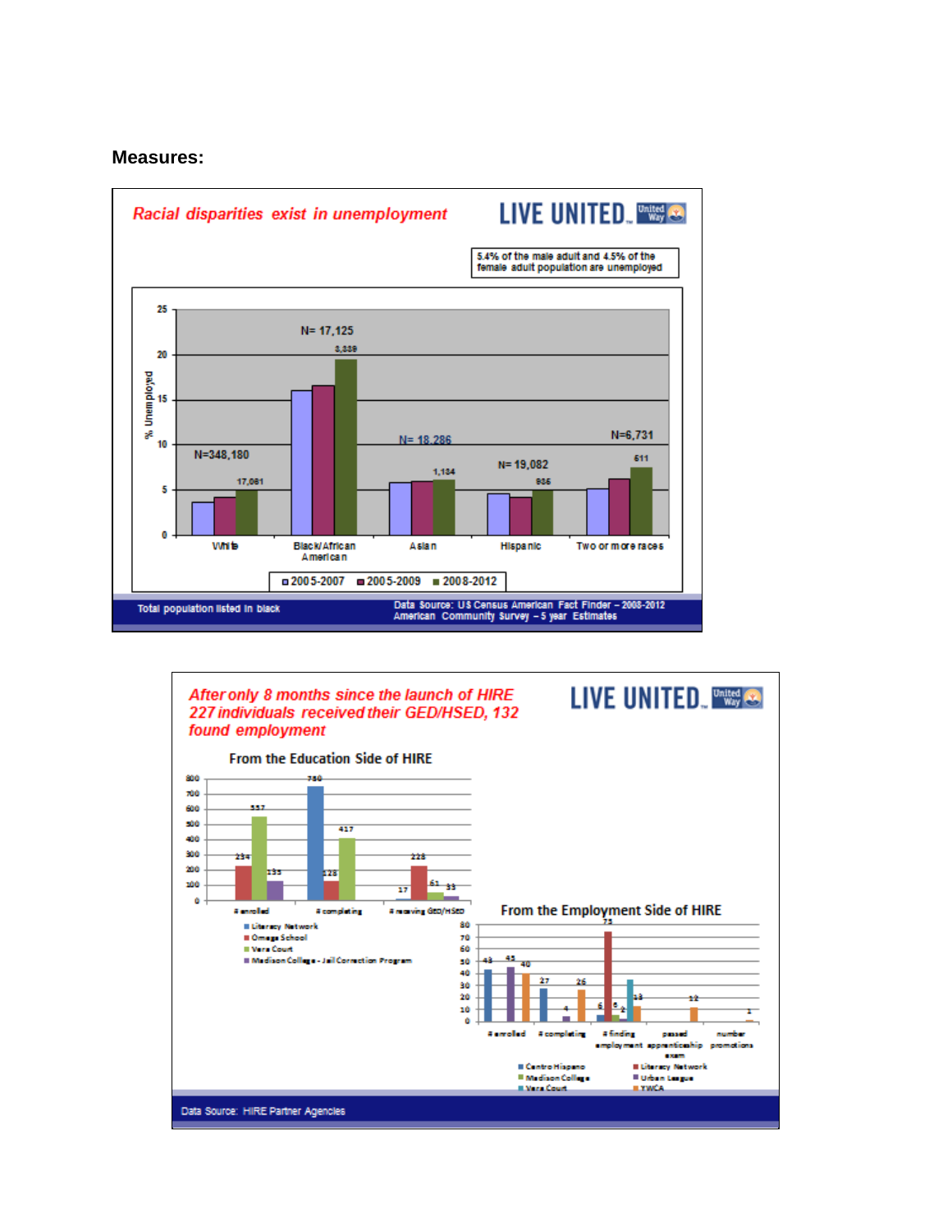**Measures:**

*Racial disparities exist in unemployment*

LIVE UNITED. United Way

5.4% of the male adult and 4.5% of the female adult population are unemployed

% Unemployed

25
20
15
10
5
0

N=348,180
17,061
White

N= 17,125
3,339
Black/African American

N= 18,286
1,134
Asian

N= 19,082
935
Hispanic

N=6,731
511
Two or more races

2005-2007
2005-2009
2008-2012

Total population listed in black

Data Source: US Census American Fact Finder – 2008-2012 American Community Survey – 5 year Estimates

*After only 8 months since the launch of HIRE 227 individuals received their GED/HSED, 132 found employment*

LIVE UNITED. United Way

From the Education Side of HIRE

800
700
600
500
400
300
200
100
0

234
557
135
# enrolled

750
128
417
# completing

17
228
61
33
# receiving GED/HSED

Literacy Network
Omega School
Vera Court
Madison College - Jail Correction Program

From the Employment Side of HIRE

80
70
60
50
40
30
20
10
0

43
45
40
# enrolled

27
4
26
# completing

6
75
6
2
35
13
# finding employment

12
passed apprenticeship exam

1
number promotions

Centro Hispano
Literacy Network
Madison College
Urban League
Vera Court
YWCA

Data Source: HIRE Partner Agencies